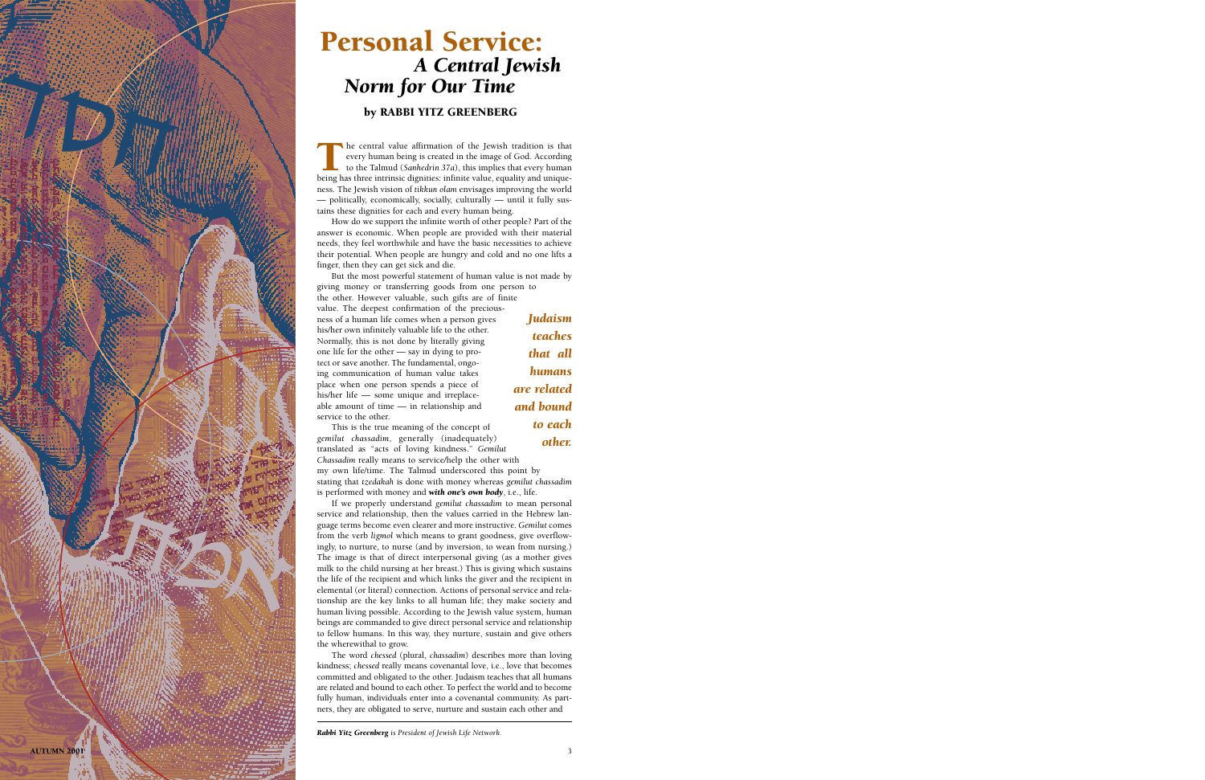# Personal Service: *A Central Jewish Norm for Our Time*

### by RABBI YITZ GREENBERG

The central value affirmation of the Jewish tradition is that every human being is created in the image of God. According to the Talmud (*Sanhedrin 37a*), this implies that every human being has three intrinsic dignities: infinite value, equality and uniqueness. The Jewish vision of *tikkun olam* envisages improving the world — politically, economically, socially, culturally — until it fully sustains these dignities for each and every human being.

How do we support the infinite worth of other people? Part of the answer is economic. When people are provided with their material needs, they feel worthwhile and have the basic necessities to achieve their potential. When people are hungry and cold and no one lifts a finger, then they can get sick and die.

But the most powerful statement of human value is not made by giving money or transferring goods from one person to the other. However valuable, such gifts are of finite value. The deepest confirmation of the preciousness of a human life comes when a person gives his/her own infinitely valuable life to the other. Normally, this is not done by literally giving one life for the other — say in dying to protect or save another. The fundamental, ongoing communication of human value takes place when one person spends a piece of his/her life — some unique and irreplaceable amount of time — in relationship and service to the other.

> ***Judaism teaches that all humans are related and bound to each other.***

This is the true meaning of the concept of *gemilut chassadim*, generally (inadequately) translated as "acts of loving kindness." *Gemilut Chassadim* really means to service/help the other with my own life/time. The Talmud underscored this point by stating that *tzedakah* is done with money whereas *gemilut chassadim* is performed with money and ***with one's own body***, i.e., life.

If we properly understand *gemilut chassadim* to mean personal service and relationship, then the values carried in the Hebrew language terms become even clearer and more instructive. *Gemilut* comes from the verb *ligmol* which means to grant goodness, give overflowingly, to nurture, to nurse (and by inversion, to wean from nursing.) The image is that of direct interpersonal giving (as a mother gives milk to the child nursing at her breast.) This is giving which sustains the life of the recipient and which links the giver and the recipient in elemental (or literal) connection. Actions of personal service and relationship are the key links to all human life; they make society and human living possible. According to the Jewish value system, human beings are commanded to give direct personal service and relationship to fellow humans. In this way, they nurture, sustain and give others the wherewithal to grow.

The word *chessed* (plural, *chassadim*) describes more than loving kindness; *chessed* really means covenantal love, i.e., love that becomes committed and obligated to the other. Judaism teaches that all humans are related and bound to each other. To perfect the world and to become fully human, individuals enter into a covenantal community. As partners, they are obligated to serve, nurture and sustain each other and

---

***Rabbi Yitz Greenberg*** *is President of Jewish Life Network.*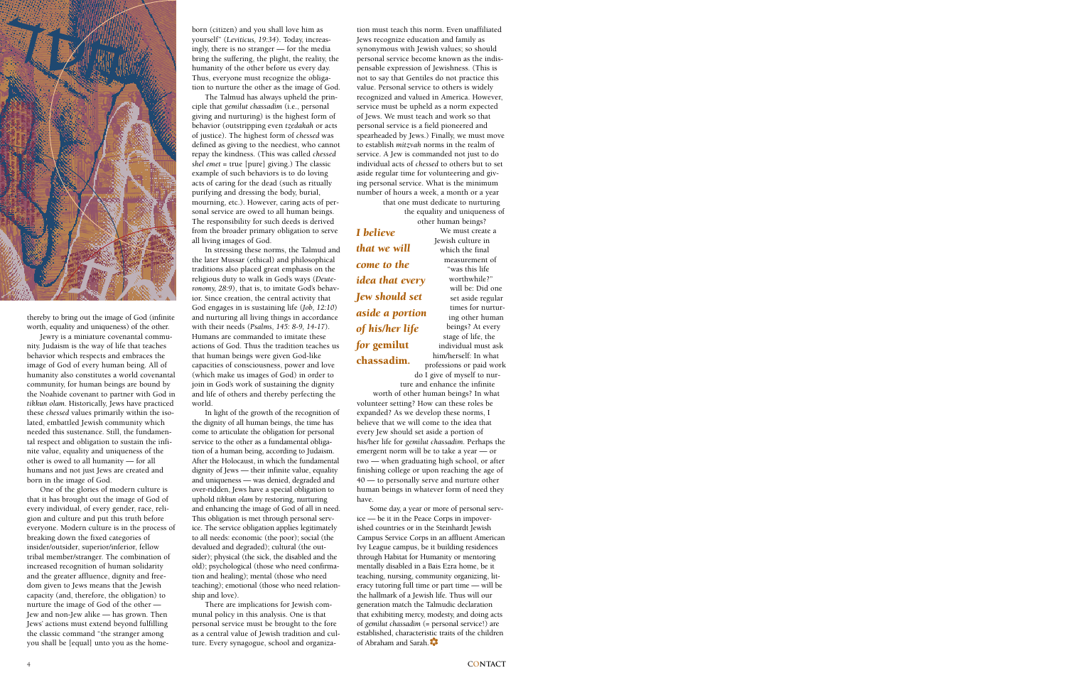thereby to bring out the image of God (infinite worth, equality and uniqueness) of the other.

Jewry is a miniature covenantal community. Judaism is the way of life that teaches behavior which respects and embraces the image of God of every human being. All of humanity also constitutes a world covenantal community, for human beings are bound by the Noahide covenant to partner with God in *tikkun olam*. Historically, Jews have practiced these *chessed* values primarily within the isolated, embattled Jewish community which needed this sustenance. Still, the fundamental respect and obligation to sustain the infinite value, equality and uniqueness of the other is owed to all humanity — for all humans and not just Jews are created and born in the image of God.

One of the glories of modern culture is that it has brought out the image of God of every individual, of every gender, race, religion and culture and put this truth before everyone. Modern culture is in the process of breaking down the fixed categories of insider/outsider, superior/inferior, fellow tribal member/stranger. The combination of increased recognition of human solidarity and the greater affluence, dignity and freedom given to Jews means that the Jewish capacity (and, therefore, the obligation) to nurture the image of God of the other — Jew and non-Jew alike — has grown. Then Jews' actions must extend beyond fulfilling the classic command "the stranger among you shall be [equal] unto you as the home-born (citizen) and you shall love him as yourself" (*Leviticus, 19:34*). Today, increasingly, there is no stranger — for the media bring the suffering, the plight, the reality, the humanity of the other before us every day. Thus, everyone must recognize the obligation to nurture the other as the image of God.

The Talmud has always upheld the principle that *gemilut chassadim* (i.e., personal giving and nurturing) is the highest form of behavior (outstripping even *tzedakah* or acts of justice). The highest form of *chessed* was defined as giving to the neediest, who cannot repay the kindness. (This was called *chessed shel emet* = true [pure] giving.) The classic example of such behaviors is to do loving acts of caring for the dead (such as ritually purifying and dressing the body, burial, mourning, etc.). However, caring acts of personal service are owed to all human beings. The responsibility for such deeds is derived from the broader primary obligation to serve all living images of God.

In stressing these norms, the Talmud and the later Mussar (ethical) and philosophical traditions also placed great emphasis on the religious duty to walk in God's ways (*Deuteronomy, 28:9*), that is, to imitate God's behavior. Since creation, the central activity that God engages in is sustaining life (*Job, 12:10*) and nurturing all living things in accordance with their needs (*Psalms, 145: 8-9, 14-17*). Humans are commanded to imitate these actions of God. Thus the tradition teaches us that human beings were given God-like capacities of consciousness, power and love (which make us images of God) in order to join in God's work of sustaining the dignity and life of others and thereby perfecting the world.

In light of the growth of the recognition of the dignity of all human beings, the time has come to articulate the obligation for personal service to the other as a fundamental obligation of a human being, according to Judaism. After the Holocaust, in which the fundamental dignity of Jews — their infinite value, equality and uniqueness — was denied, degraded and over-ridden, Jews have a special obligation to uphold *tikkun olam* by restoring, nurturing and enhancing the image of God of all in need. This obligation is met through personal service. The service obligation applies legitimately to all needs: economic (the poor); social (the devalued and degraded); cultural (the outsider); physical (the sick, the disabled and the old); psychological (those who need confirmation and healing); mental (those who need teaching); emotional (those who need relationship and love).

There are implications for Jewish communal policy in this analysis. One is that personal service must be brought to the fore as a central value of Jewish tradition and culture. Every synagogue, school and organization must teach this norm. Even unaffiliated Jews recognize education and family as synonymous with Jewish values; so should personal service become known as the indispensable expression of Jewishness. (This is not to say that Gentiles do not practice this value. Personal service to others is widely recognized and valued in America. However, service must be upheld as a norm expected of Jews. We must teach and work so that personal service is a field pioneered and spearheaded by Jews.) Finally, we must move to establish *mitzvah* norms in the realm of service. A Jew is commanded not just to do individual acts of *chessed* to others but to set aside regular time for volunteering and giving personal service. What is the minimum number of hours a week, a month or a year that one must dedicate to nurturing the equality and uniqueness of other human beings?

***I believe that we will come to the idea that every Jew should set aside a portion of his/her life for gemilut chassadim.***

We must create a Jewish culture in which the final measurement of "was this life worthwhile?" will be: Did one set aside regular times for nurturing other human beings? At every stage of life, the individual must ask him/herself: In what professions or paid work do I give of myself to nurture and enhance the infinite worth of other human beings? In what volunteer setting? How can these roles be expanded? As we develop these norms, I believe that we will come to the idea that every Jew should set aside a portion of his/her life for *gemilut chassadim*. Perhaps the emergent norm will be to take a year — or two — when graduating high school, or after finishing college or upon reaching the age of 40 — to personally serve and nurture other human beings in whatever form of need they have.

Some day, a year or more of personal service — be it in the Peace Corps in impoverished countries or in the Steinhardt Jewish Campus Service Corps in an affluent American Ivy League campus, be it building residences through Habitat for Humanity or mentoring mentally disabled in a Bais Ezra home, be it teaching, nursing, community organizing, literacy tutoring full time or part time — will be the hallmark of a Jewish life. Thus will our generation match the Talmudic declaration that exhibiting mercy, modesty, and doing acts of *gemilut chassadim* (= personal service!) are established, characteristic traits of the children of Abraham and Sarah.